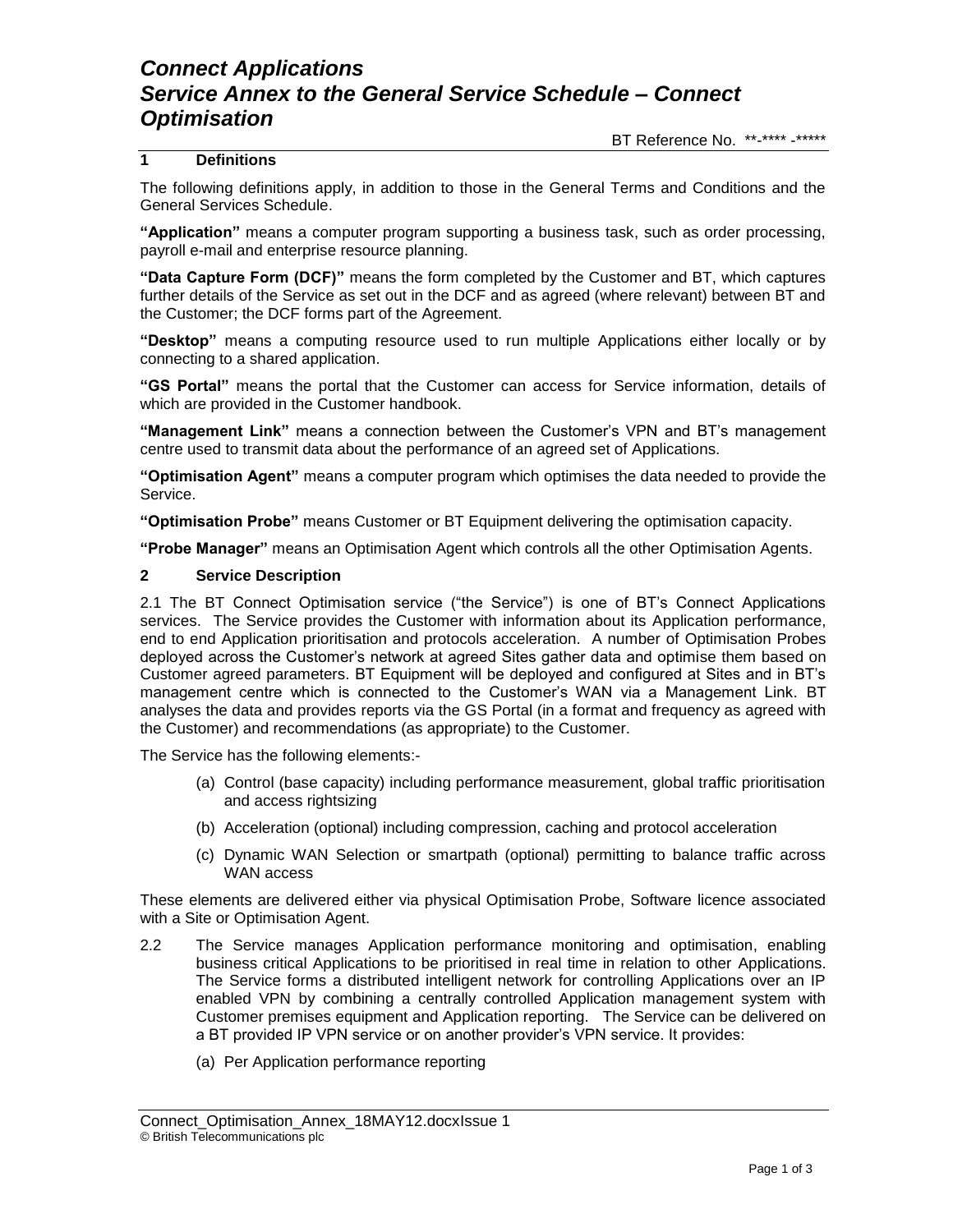# *Connect Applications*
# *Service Annex to the General Service Schedule – Connect Optimisation*

BT Reference No. **-**** -*****

## 1 Definitions

The following definitions apply, in addition to those in the General Terms and Conditions and the General Services Schedule.

**"Application"** means a computer program supporting a business task, such as order processing, payroll e-mail and enterprise resource planning.

**"Data Capture Form (DCF)"** means the form completed by the Customer and BT, which captures further details of the Service as set out in the DCF and as agreed (where relevant) between BT and the Customer; the DCF forms part of the Agreement.

**"Desktop"** means a computing resource used to run multiple Applications either locally or by connecting to a shared application.

**"GS Portal"** means the portal that the Customer can access for Service information, details of which are provided in the Customer handbook.

**"Management Link"** means a connection between the Customer's VPN and BT's management centre used to transmit data about the performance of an agreed set of Applications.

**"Optimisation Agent"** means a computer program which optimises the data needed to provide the Service.

**"Optimisation Probe"** means Customer or BT Equipment delivering the optimisation capacity.

**"Probe Manager"** means an Optimisation Agent which controls all the other Optimisation Agents.

## 2 Service Description

2.1 The BT Connect Optimisation service ("the Service") is one of BT's Connect Applications services. The Service provides the Customer with information about its Application performance, end to end Application prioritisation and protocols acceleration. A number of Optimisation Probes deployed across the Customer's network at agreed Sites gather data and optimise them based on Customer agreed parameters. BT Equipment will be deployed and configured at Sites and in BT's management centre which is connected to the Customer's WAN via a Management Link. BT analyses the data and provides reports via the GS Portal (in a format and frequency as agreed with the Customer) and recommendations (as appropriate) to the Customer.

The Service has the following elements:-

(a) Control (base capacity) including performance measurement, global traffic prioritisation and access rightsizing

(b) Acceleration (optional) including compression, caching and protocol acceleration

(c) Dynamic WAN Selection or smartpath (optional) permitting to balance traffic across WAN access

These elements are delivered either via physical Optimisation Probe, Software licence associated with a Site or Optimisation Agent.

2.2 The Service manages Application performance monitoring and optimisation, enabling business critical Applications to be prioritised in real time in relation to other Applications. The Service forms a distributed intelligent network for controlling Applications over an IP enabled VPN by combining a centrally controlled Application management system with Customer premises equipment and Application reporting. The Service can be delivered on a BT provided IP VPN service or on another provider's VPN service. It provides:

(a) Per Application performance reporting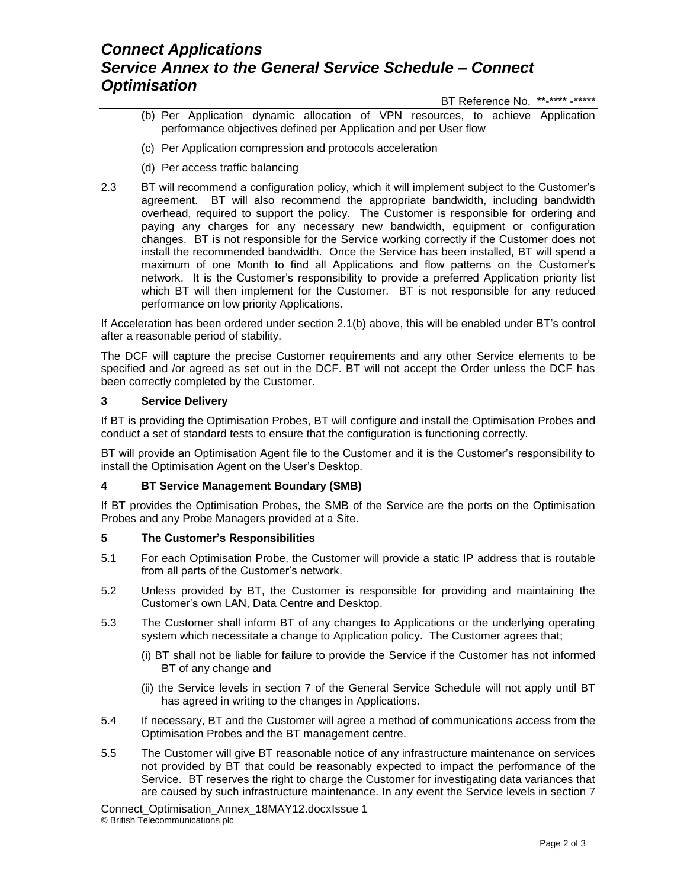(b) Per Application dynamic allocation of VPN resources, to achieve Application performance objectives defined per Application and per User flow

(c) Per Application compression and protocols acceleration

(d) Per access traffic balancing

2.3 BT will recommend a configuration policy, which it will implement subject to the Customer's agreement. BT will also recommend the appropriate bandwidth, including bandwidth overhead, required to support the policy. The Customer is responsible for ordering and paying any charges for any necessary new bandwidth, equipment or configuration changes. BT is not responsible for the Service working correctly if the Customer does not install the recommended bandwidth. Once the Service has been installed, BT will spend a maximum of one Month to find all Applications and flow patterns on the Customer's network. It is the Customer's responsibility to provide a preferred Application priority list which BT will then implement for the Customer. BT is not responsible for any reduced performance on low priority Applications.

If Acceleration has been ordered under section 2.1(b) above, this will be enabled under BT's control after a reasonable period of stability.

The DCF will capture the precise Customer requirements and any other Service elements to be specified and /or agreed as set out in the DCF. BT will not accept the Order unless the DCF has been correctly completed by the Customer.

## 3 Service Delivery

If BT is providing the Optimisation Probes, BT will configure and install the Optimisation Probes and conduct a set of standard tests to ensure that the configuration is functioning correctly.

BT will provide an Optimisation Agent file to the Customer and it is the Customer's responsibility to install the Optimisation Agent on the User's Desktop.

## 4 BT Service Management Boundary (SMB)

If BT provides the Optimisation Probes, the SMB of the Service are the ports on the Optimisation Probes and any Probe Managers provided at a Site.

## 5 The Customer's Responsibilities

5.1 For each Optimisation Probe, the Customer will provide a static IP address that is routable from all parts of the Customer's network.

5.2 Unless provided by BT, the Customer is responsible for providing and maintaining the Customer's own LAN, Data Centre and Desktop.

5.3 The Customer shall inform BT of any changes to Applications or the underlying operating system which necessitate a change to Application policy. The Customer agrees that;

(i) BT shall not be liable for failure to provide the Service if the Customer has not informed BT of any change and

(ii) the Service levels in section 7 of the General Service Schedule will not apply until BT has agreed in writing to the changes in Applications.

5.4 If necessary, BT and the Customer will agree a method of communications access from the Optimisation Probes and the BT management centre.

5.5 The Customer will give BT reasonable notice of any infrastructure maintenance on services not provided by BT that could be reasonably expected to impact the performance of the Service. BT reserves the right to charge the Customer for investigating data variances that are caused by such infrastructure maintenance. In any event the Service levels in section 7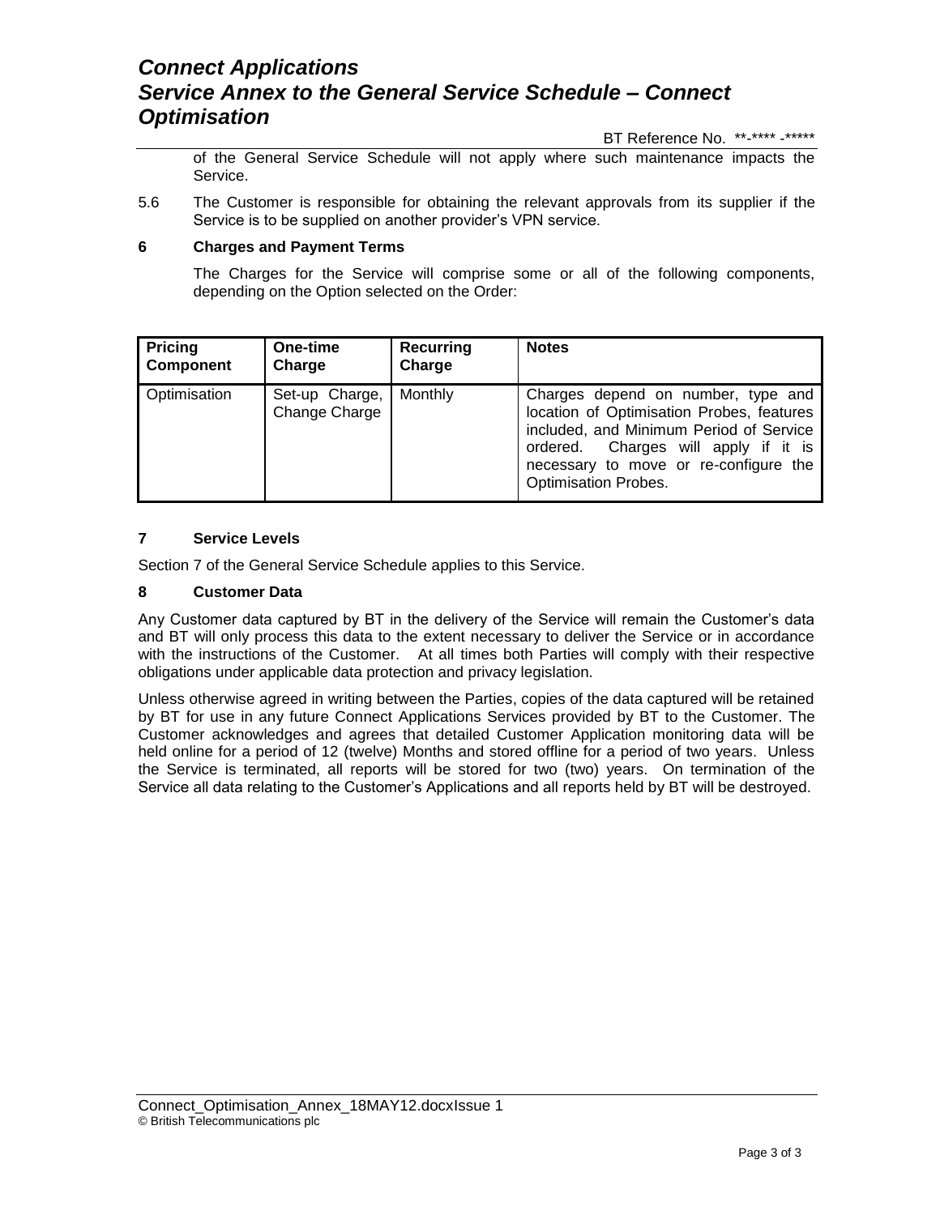of the General Service Schedule will not apply where such maintenance impacts the Service.

5.6 The Customer is responsible for obtaining the relevant approvals from its supplier if the Service is to be supplied on another provider's VPN service.

## 6 Charges and Payment Terms

The Charges for the Service will comprise some or all of the following components, depending on the Option selected on the Order:

| Pricing Component | One-time Charge | Recurring Charge | Notes |
|---|---|---|---|
| Optimisation | Set-up Charge, Change Charge | Monthly | Charges depend on number, type and location of Optimisation Probes, features included, and Minimum Period of Service ordered. Charges will apply if it is necessary to move or re-configure the Optimisation Probes. |

## 7 Service Levels

Section 7 of the General Service Schedule applies to this Service.

## 8 Customer Data

Any Customer data captured by BT in the delivery of the Service will remain the Customer's data and BT will only process this data to the extent necessary to deliver the Service or in accordance with the instructions of the Customer. At all times both Parties will comply with their respective obligations under applicable data protection and privacy legislation.

Unless otherwise agreed in writing between the Parties, copies of the data captured will be retained by BT for use in any future Connect Applications Services provided by BT to the Customer. The Customer acknowledges and agrees that detailed Customer Application monitoring data will be held online for a period of 12 (twelve) Months and stored offline for a period of two years. Unless the Service is terminated, all reports will be stored for two (two) years. On termination of the Service all data relating to the Customer's Applications and all reports held by BT will be destroyed.